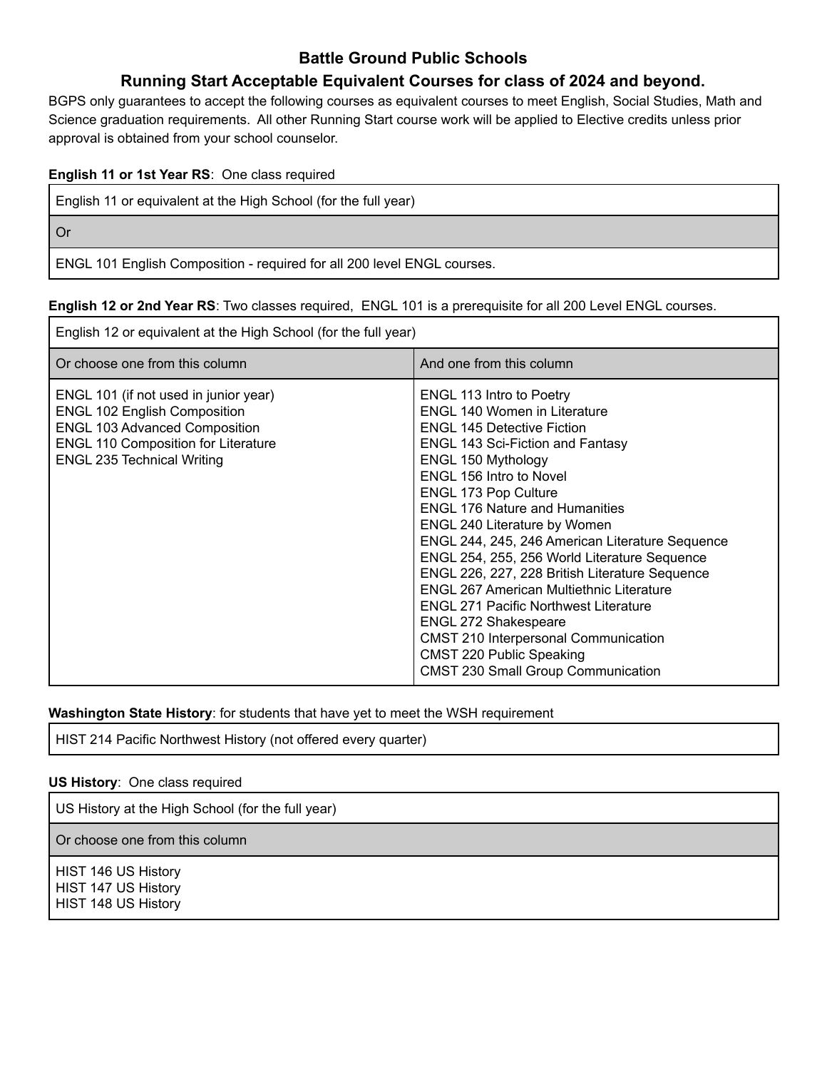# Battle Ground Public Schools

## Running Start Acceptable Equivalent Courses for class of 2024 and beyond.

BGPS only guarantees to accept the following courses as equivalent courses to meet English, Social Studies, Math and Science graduation requirements. All other Running Start course work will be applied to Elective credits unless prior approval is obtained from your school counselor.

**English 11 or 1st Year RS**: One class required

| English 11 or equivalent at the High School (for the full year) |
|---|
| Or |
| ENGL 101 English Composition - required for all 200 level ENGL courses. |

**English 12 or 2nd Year RS**: Two classes required, ENGL 101 is a prerequisite for all 200 Level ENGL courses.

| English 12 or equivalent at the High School (for the full year) | |
|---|---|
| Or choose one from this column | And one from this column |
| ENGL 101 (if not used in junior year)<br>ENGL 102 English Composition<br>ENGL 103 Advanced Composition<br>ENGL 110 Composition for Literature<br>ENGL 235 Technical Writing | ENGL 113 Intro to Poetry<br>ENGL 140 Women in Literature<br>ENGL 145 Detective Fiction<br>ENGL 143 Sci-Fiction and Fantasy<br>ENGL 150 Mythology<br>ENGL 156 Intro to Novel<br>ENGL 173 Pop Culture<br>ENGL 176 Nature and Humanities<br>ENGL 240 Literature by Women<br>ENGL 244, 245, 246 American Literature Sequence<br>ENGL 254, 255, 256 World Literature Sequence<br>ENGL 226, 227, 228 British Literature Sequence<br>ENGL 267 American Multiethnic Literature<br>ENGL 271 Pacific Northwest Literature<br>ENGL 272 Shakespeare<br>CMST 210 Interpersonal Communication<br>CMST 220 Public Speaking<br>CMST 230 Small Group Communication |

**Washington State History**: for students that have yet to meet the WSH requirement

| HIST 214 Pacific Northwest History (not offered every quarter) |
|---|

**US History**: One class required

| US History at the High School (for the full year) |
|---|
| Or choose one from this column |
| HIST 146 US History<br>HIST 147 US History<br>HIST 148 US History |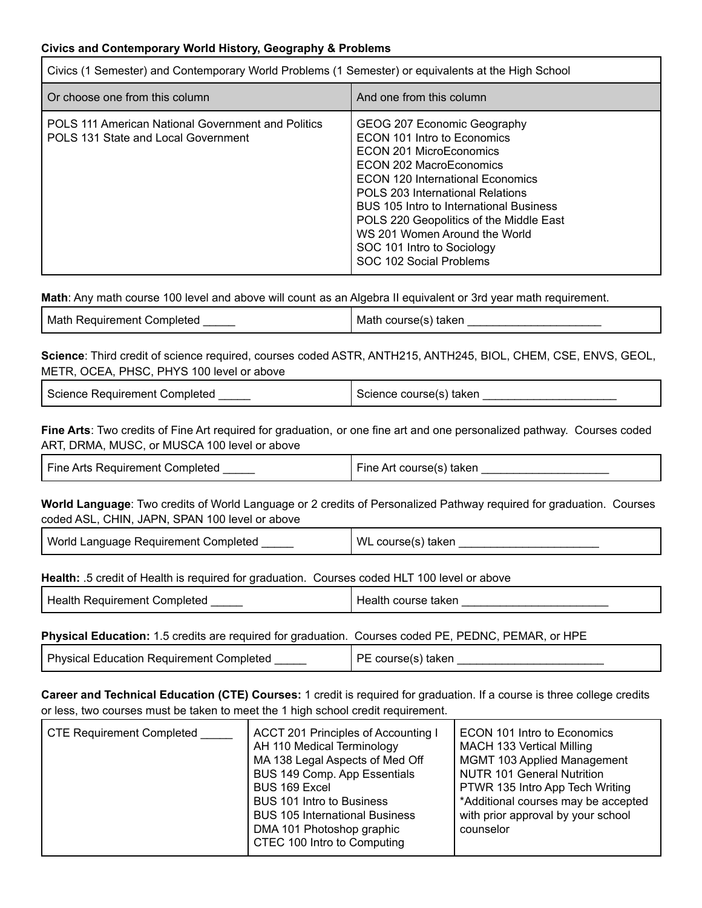**Civics and Contemporary World History, Geography & Problems**

| Civics (1 Semester) and Contemporary World Problems (1 Semester) or equivalents at the High School | |
|---|---|
| Or choose one from this column | And one from this column |
| POLS 111 American National Government and Politics<br>POLS 131 State and Local Government | GEOG 207 Economic Geography<br>ECON 101 Intro to Economics<br>ECON 201 MicroEconomics<br>ECON 202 MacroEconomics<br>ECON 120 International Economics<br>POLS 203 International Relations<br>BUS 105 Intro to International Business<br>POLS 220 Geopolitics of the Middle East<br>WS 201 Women Around the World<br>SOC 101 Intro to Sociology<br>SOC 102 Social Problems |

**Math**: Any math course 100 level and above will count as an Algebra II equivalent or 3rd year math requirement.

| Math Requirement Completed _____ | Math course(s) taken _____________________ |
|---|---|

**Science**: Third credit of science required, courses coded ASTR, ANTH215, ANTH245, BIOL, CHEM, CSE, ENVS, GEOL, METR, OCEA, PHSC, PHYS 100 level or above

| Science Requirement Completed _____ | Science course(s) taken _____________________ |
|---|---|

**Fine Arts**: Two credits of Fine Art required for graduation, or one fine art and one personalized pathway. Courses coded ART, DRMA, MUSC, or MUSCA 100 level or above

| Fine Arts Requirement Completed _____ | Fine Art course(s) taken ____________________ |
|---|---|

**World Language**: Two credits of World Language or 2 credits of Personalized Pathway required for graduation. Courses coded ASL, CHIN, JAPN, SPAN 100 level or above

| World Language Requirement Completed _____ | WL course(s) taken ______________________ |
|---|---|

**Health:** .5 credit of Health is required for graduation. Courses coded HLT 100 level or above

| Health Requirement Completed _____ | Health course taken _______________________ |
|---|---|

**Physical Education:** 1.5 credits are required for graduation. Courses coded PE, PEDNC, PEMAR, or HPE

| Physical Education Requirement Completed _____ | PE course(s) taken _______________________ |
|---|---|

**Career and Technical Education (CTE) Courses:** 1 credit is required for graduation. If a course is three college credits or less, two courses must be taken to meet the 1 high school credit requirement.

| CTE Requirement Completed _____ | ACCT 201 Principles of Accounting I<br>AH 110 Medical Terminology<br>MA 138 Legal Aspects of Med Off<br>BUS 149 Comp. App Essentials<br>BUS 169 Excel<br>BUS 101 Intro to Business<br>BUS 105 International Business<br>DMA 101 Photoshop graphic<br>CTEC 100 Intro to Computing | ECON 101 Intro to Economics<br>MACH 133 Vertical Milling<br>MGMT 103 Applied Management<br>NUTR 101 General Nutrition<br>PTWR 135 Intro App Tech Writing<br>*Additional courses may be accepted with prior approval by your school counselor |
|---|---|---|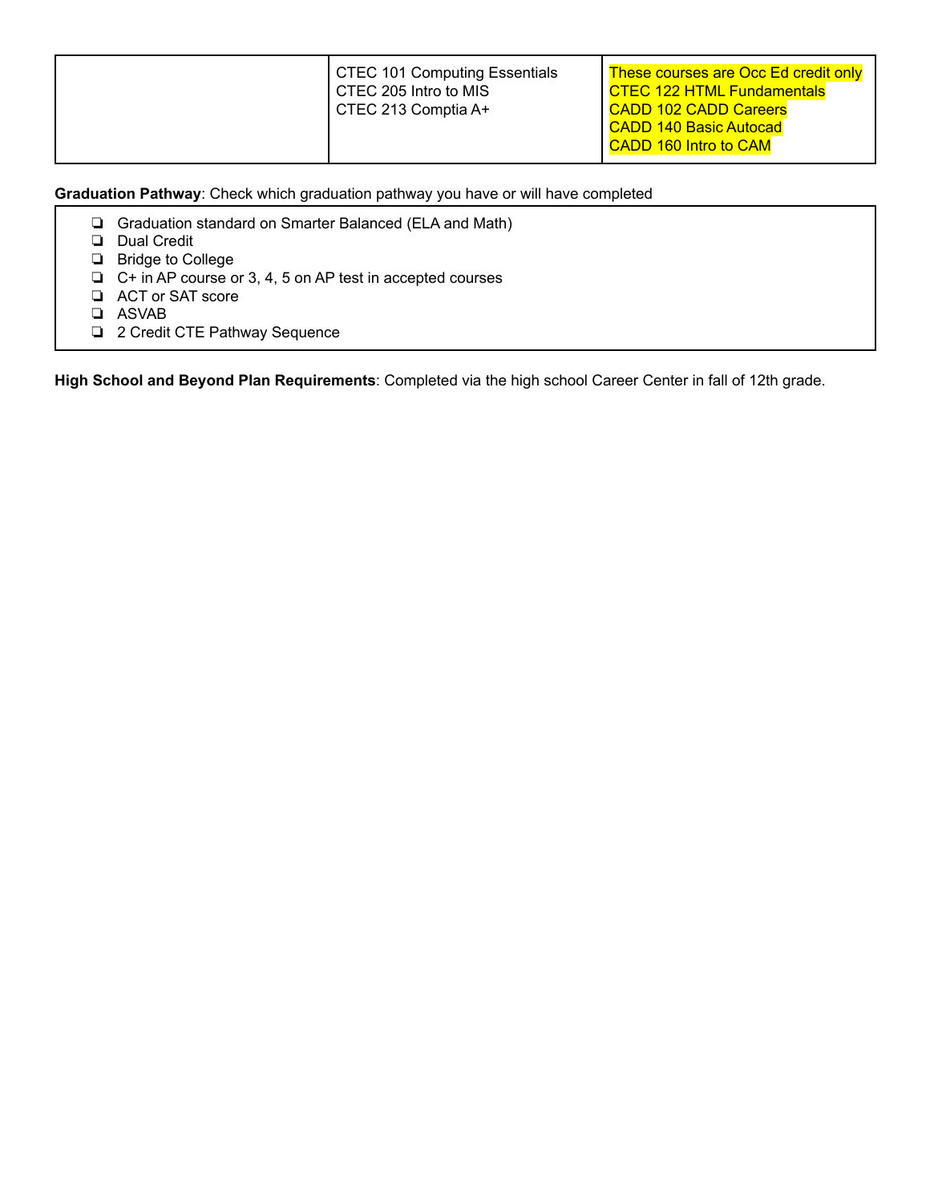| | | |
|---|---|---|
| | CTEC 101 Computing Essentials<br>CTEC 205 Intro to MIS<br>CTEC 213 Comptia A+ | These courses are Occ Ed credit only<br>CTEC 122 HTML Fundamentals<br>CADD 102 CADD Careers<br>CADD 140 Basic Autocad<br>CADD 160 Intro to CAM |

**Graduation Pathway**: Check which graduation pathway you have or will have completed

- ❏ Graduation standard on Smarter Balanced (ELA and Math)
- ❏ Dual Credit
- ❏ Bridge to College
- ❏ C+ in AP course or 3, 4, 5 on AP test in accepted courses
- ❏ ACT or SAT score
- ❏ ASVAB
- ❏ 2 Credit CTE Pathway Sequence

**High School and Beyond Plan Requirements**: Completed via the high school Career Center in fall of 12th grade.